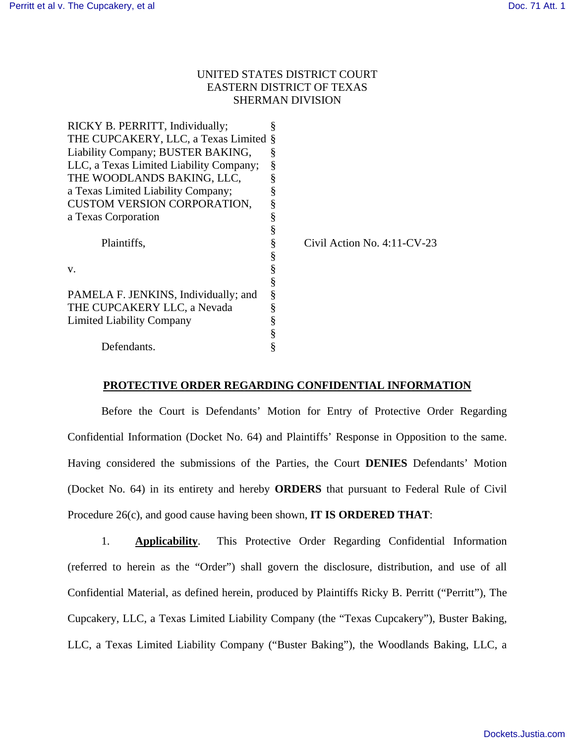UNITED STATES DISTRICT COURT
EASTERN DISTRICT OF TEXAS
SHERMAN DIVISION

| | | |
|---|---|---|
| RICKY B. PERRITT, Individually; THE CUPCAKERY, LLC, a Texas Limited Liability Company; BUSTER BAKING, LLC, a Texas Limited Liability Company; THE WOODLANDS BAKING, LLC, a Texas Limited Liability Company; CUSTOM VERSION CORPORATION, a Texas Corporation | § | |
| Plaintiffs, | § | Civil Action No. 4:11-CV-23 |
| v. | § | |
| PAMELA F. JENKINS, Individually; and THE CUPCAKERY LLC, a Nevada Limited Liability Company | § | |
| Defendants. | § | |

**PROTECTIVE ORDER REGARDING CONFIDENTIAL INFORMATION**

Before the Court is Defendants' Motion for Entry of Protective Order Regarding Confidential Information (Docket No. 64) and Plaintiffs' Response in Opposition to the same. Having considered the submissions of the Parties, the Court **DENIES** Defendants' Motion (Docket No. 64) in its entirety and hereby **ORDERS** that pursuant to Federal Rule of Civil Procedure 26(c), and good cause having been shown, **IT IS ORDERED THAT**:

1. **Applicability**. This Protective Order Regarding Confidential Information (referred to herein as the "Order") shall govern the disclosure, distribution, and use of all Confidential Material, as defined herein, produced by Plaintiffs Ricky B. Perritt ("Perritt"), The Cupcakery, LLC, a Texas Limited Liability Company (the "Texas Cupcakery"), Buster Baking, LLC, a Texas Limited Liability Company ("Buster Baking"), the Woodlands Baking, LLC, a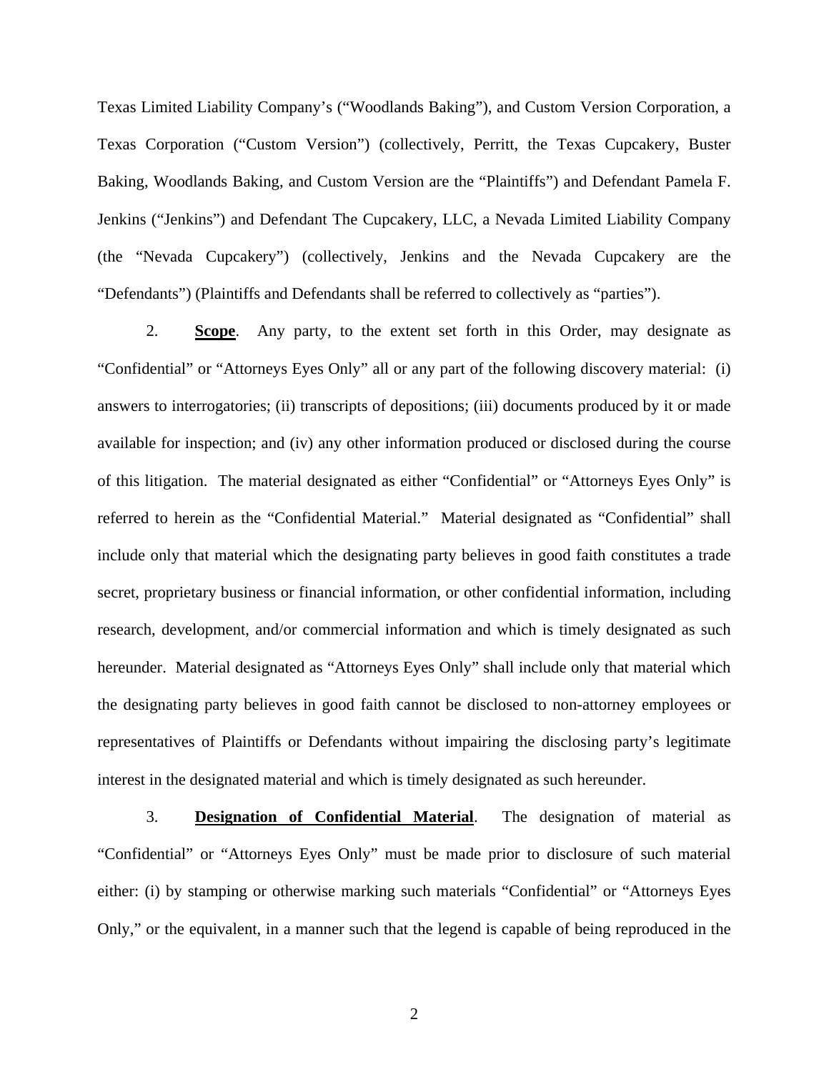Texas Limited Liability Company's ("Woodlands Baking"), and Custom Version Corporation, a Texas Corporation ("Custom Version") (collectively, Perritt, the Texas Cupcakery, Buster Baking, Woodlands Baking, and Custom Version are the "Plaintiffs") and Defendant Pamela F. Jenkins ("Jenkins") and Defendant The Cupcakery, LLC, a Nevada Limited Liability Company (the "Nevada Cupcakery") (collectively, Jenkins and the Nevada Cupcakery are the "Defendants") (Plaintiffs and Defendants shall be referred to collectively as "parties").

2. **Scope**. Any party, to the extent set forth in this Order, may designate as "Confidential" or "Attorneys Eyes Only" all or any part of the following discovery material: (i) answers to interrogatories; (ii) transcripts of depositions; (iii) documents produced by it or made available for inspection; and (iv) any other information produced or disclosed during the course of this litigation. The material designated as either "Confidential" or "Attorneys Eyes Only" is referred to herein as the "Confidential Material." Material designated as "Confidential" shall include only that material which the designating party believes in good faith constitutes a trade secret, proprietary business or financial information, or other confidential information, including research, development, and/or commercial information and which is timely designated as such hereunder. Material designated as "Attorneys Eyes Only" shall include only that material which the designating party believes in good faith cannot be disclosed to non-attorney employees or representatives of Plaintiffs or Defendants without impairing the disclosing party's legitimate interest in the designated material and which is timely designated as such hereunder.

3. **Designation of Confidential Material**. The designation of material as "Confidential" or "Attorneys Eyes Only" must be made prior to disclosure of such material either: (i) by stamping or otherwise marking such materials "Confidential" or "Attorneys Eyes Only," or the equivalent, in a manner such that the legend is capable of being reproduced in the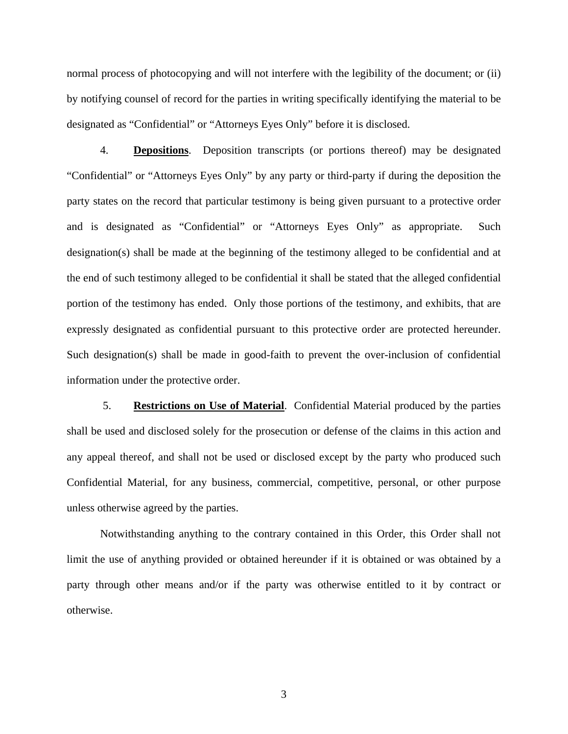normal process of photocopying and will not interfere with the legibility of the document; or (ii) by notifying counsel of record for the parties in writing specifically identifying the material to be designated as "Confidential" or "Attorneys Eyes Only" before it is disclosed.

4. **<u>Depositions</u>**. Deposition transcripts (or portions thereof) may be designated "Confidential" or "Attorneys Eyes Only" by any party or third-party if during the deposition the party states on the record that particular testimony is being given pursuant to a protective order and is designated as "Confidential" or "Attorneys Eyes Only" as appropriate. Such designation(s) shall be made at the beginning of the testimony alleged to be confidential and at the end of such testimony alleged to be confidential it shall be stated that the alleged confidential portion of the testimony has ended. Only those portions of the testimony, and exhibits, that are expressly designated as confidential pursuant to this protective order are protected hereunder. Such designation(s) shall be made in good-faith to prevent the over-inclusion of confidential information under the protective order.

5. **<u>Restrictions on Use of Material</u>**. Confidential Material produced by the parties shall be used and disclosed solely for the prosecution or defense of the claims in this action and any appeal thereof, and shall not be used or disclosed except by the party who produced such Confidential Material, for any business, commercial, competitive, personal, or other purpose unless otherwise agreed by the parties.

Notwithstanding anything to the contrary contained in this Order, this Order shall not limit the use of anything provided or obtained hereunder if it is obtained or was obtained by a party through other means and/or if the party was otherwise entitled to it by contract or otherwise.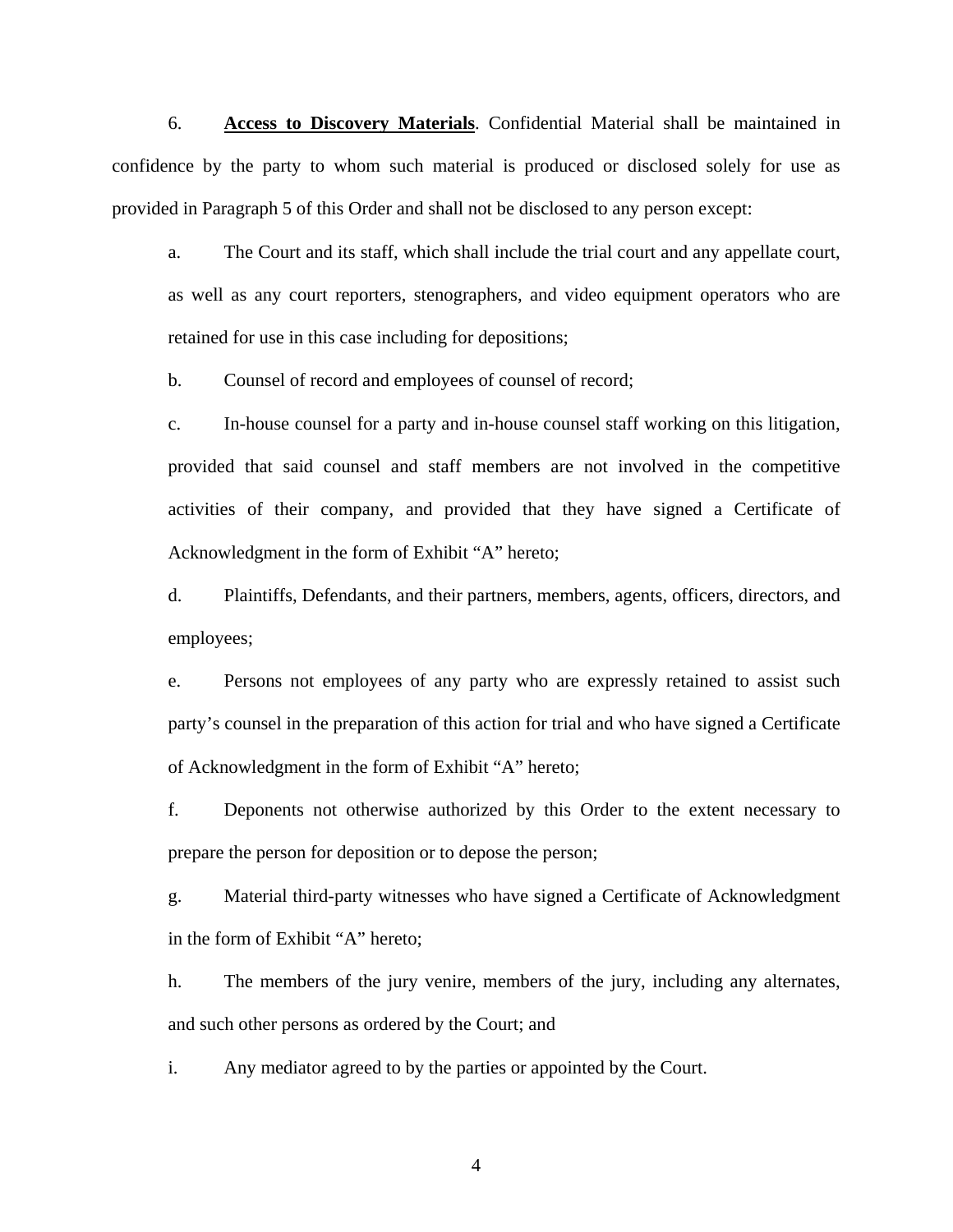6. **Access to Discovery Materials**. Confidential Material shall be maintained in confidence by the party to whom such material is produced or disclosed solely for use as provided in Paragraph 5 of this Order and shall not be disclosed to any person except:

a. The Court and its staff, which shall include the trial court and any appellate court, as well as any court reporters, stenographers, and video equipment operators who are retained for use in this case including for depositions;

b. Counsel of record and employees of counsel of record;

c. In-house counsel for a party and in-house counsel staff working on this litigation, provided that said counsel and staff members are not involved in the competitive activities of their company, and provided that they have signed a Certificate of Acknowledgment in the form of Exhibit "A" hereto;

d. Plaintiffs, Defendants, and their partners, members, agents, officers, directors, and employees;

e. Persons not employees of any party who are expressly retained to assist such party's counsel in the preparation of this action for trial and who have signed a Certificate of Acknowledgment in the form of Exhibit "A" hereto;

f. Deponents not otherwise authorized by this Order to the extent necessary to prepare the person for deposition or to depose the person;

g. Material third-party witnesses who have signed a Certificate of Acknowledgment in the form of Exhibit "A" hereto;

h. The members of the jury venire, members of the jury, including any alternates, and such other persons as ordered by the Court; and

i. Any mediator agreed to by the parties or appointed by the Court.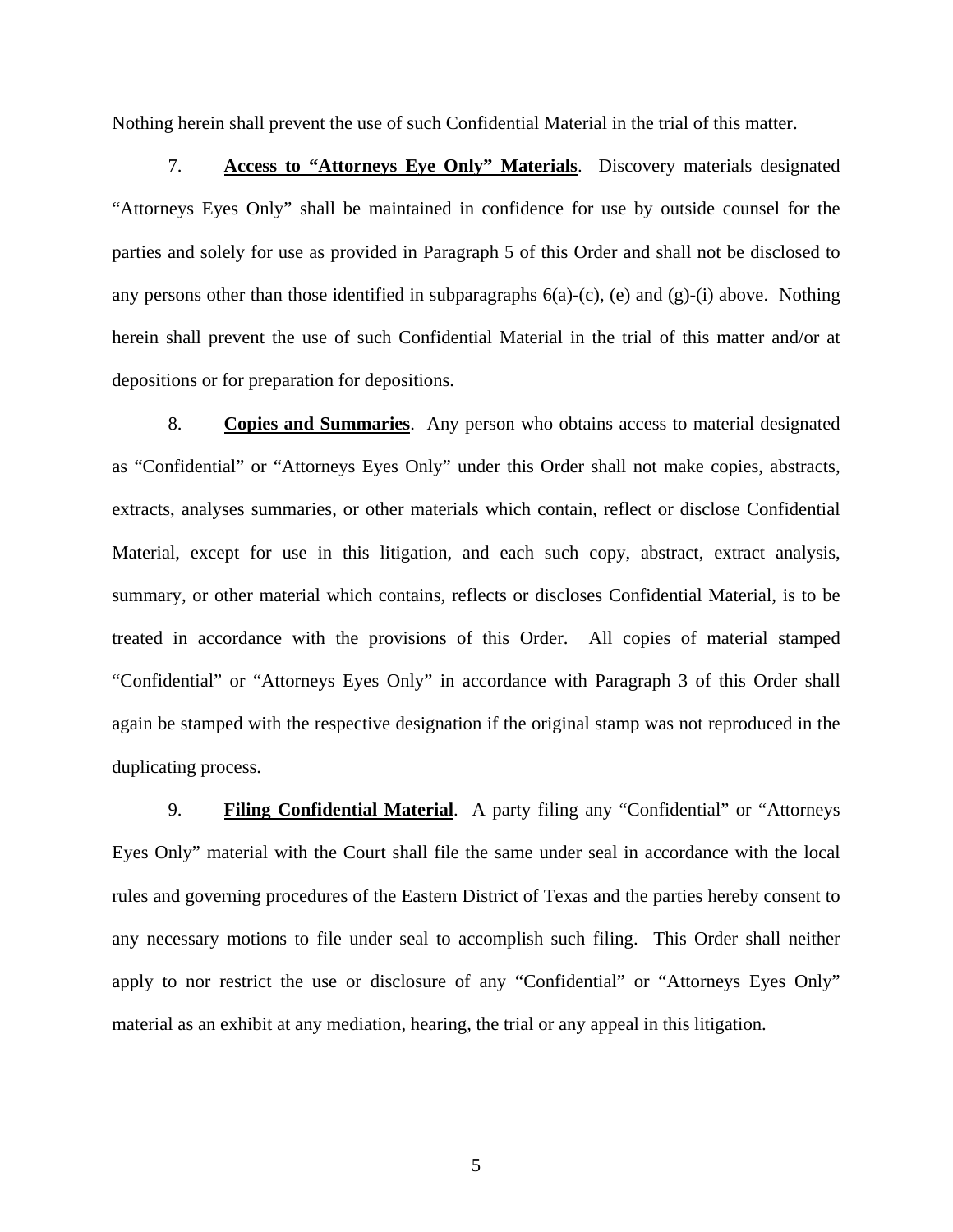Nothing herein shall prevent the use of such Confidential Material in the trial of this matter.

7. **Access to "Attorneys Eye Only" Materials**. Discovery materials designated "Attorneys Eyes Only" shall be maintained in confidence for use by outside counsel for the parties and solely for use as provided in Paragraph 5 of this Order and shall not be disclosed to any persons other than those identified in subparagraphs 6(a)-(c), (e) and (g)-(i) above. Nothing herein shall prevent the use of such Confidential Material in the trial of this matter and/or at depositions or for preparation for depositions.

8. **Copies and Summaries**. Any person who obtains access to material designated as "Confidential" or "Attorneys Eyes Only" under this Order shall not make copies, abstracts, extracts, analyses summaries, or other materials which contain, reflect or disclose Confidential Material, except for use in this litigation, and each such copy, abstract, extract analysis, summary, or other material which contains, reflects or discloses Confidential Material, is to be treated in accordance with the provisions of this Order. All copies of material stamped "Confidential" or "Attorneys Eyes Only" in accordance with Paragraph 3 of this Order shall again be stamped with the respective designation if the original stamp was not reproduced in the duplicating process.

9. **Filing Confidential Material**. A party filing any "Confidential" or "Attorneys Eyes Only" material with the Court shall file the same under seal in accordance with the local rules and governing procedures of the Eastern District of Texas and the parties hereby consent to any necessary motions to file under seal to accomplish such filing. This Order shall neither apply to nor restrict the use or disclosure of any "Confidential" or "Attorneys Eyes Only" material as an exhibit at any mediation, hearing, the trial or any appeal in this litigation.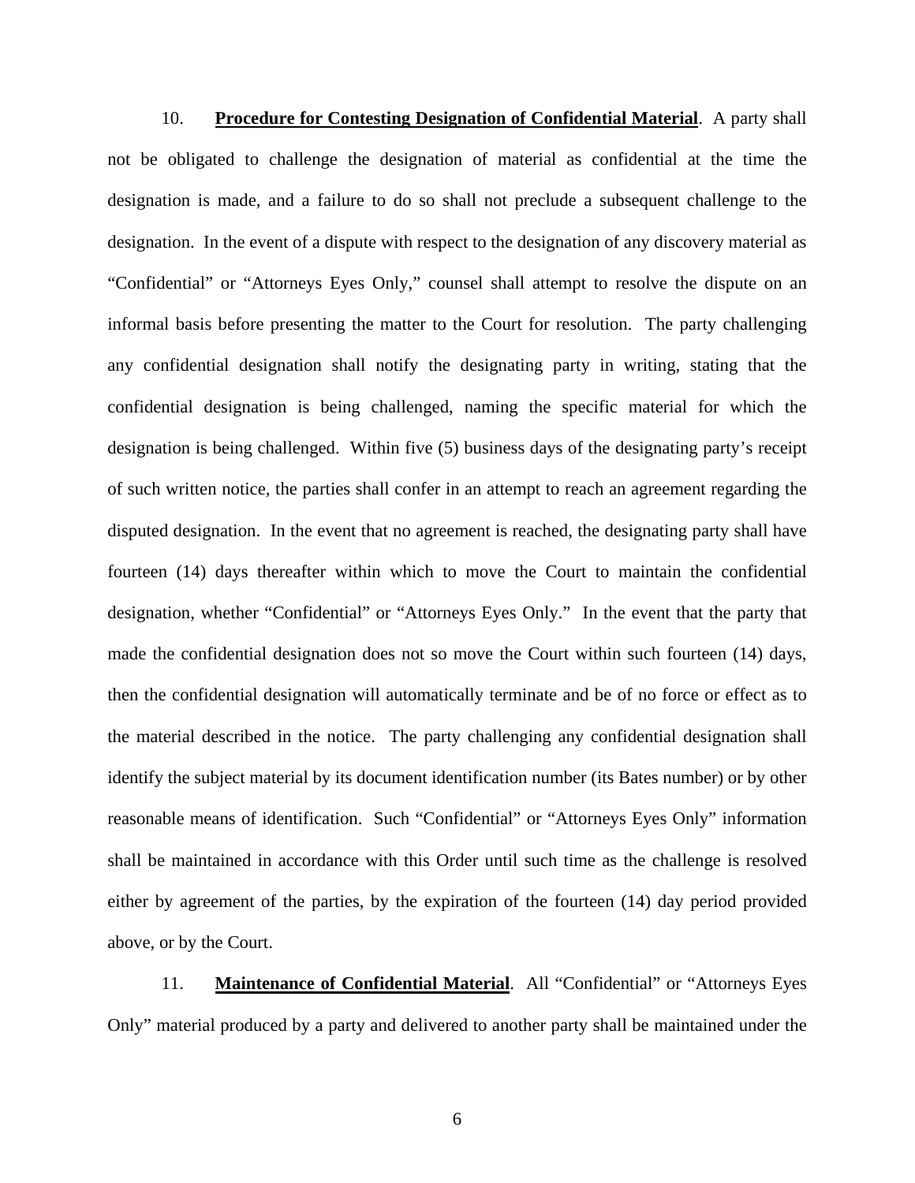10. **Procedure for Contesting Designation of Confidential Material**. A party shall not be obligated to challenge the designation of material as confidential at the time the designation is made, and a failure to do so shall not preclude a subsequent challenge to the designation. In the event of a dispute with respect to the designation of any discovery material as "Confidential" or "Attorneys Eyes Only," counsel shall attempt to resolve the dispute on an informal basis before presenting the matter to the Court for resolution. The party challenging any confidential designation shall notify the designating party in writing, stating that the confidential designation is being challenged, naming the specific material for which the designation is being challenged. Within five (5) business days of the designating party's receipt of such written notice, the parties shall confer in an attempt to reach an agreement regarding the disputed designation. In the event that no agreement is reached, the designating party shall have fourteen (14) days thereafter within which to move the Court to maintain the confidential designation, whether "Confidential" or "Attorneys Eyes Only." In the event that the party that made the confidential designation does not so move the Court within such fourteen (14) days, then the confidential designation will automatically terminate and be of no force or effect as to the material described in the notice. The party challenging any confidential designation shall identify the subject material by its document identification number (its Bates number) or by other reasonable means of identification. Such "Confidential" or "Attorneys Eyes Only" information shall be maintained in accordance with this Order until such time as the challenge is resolved either by agreement of the parties, by the expiration of the fourteen (14) day period provided above, or by the Court.

11. **Maintenance of Confidential Material**. All "Confidential" or "Attorneys Eyes Only" material produced by a party and delivered to another party shall be maintained under the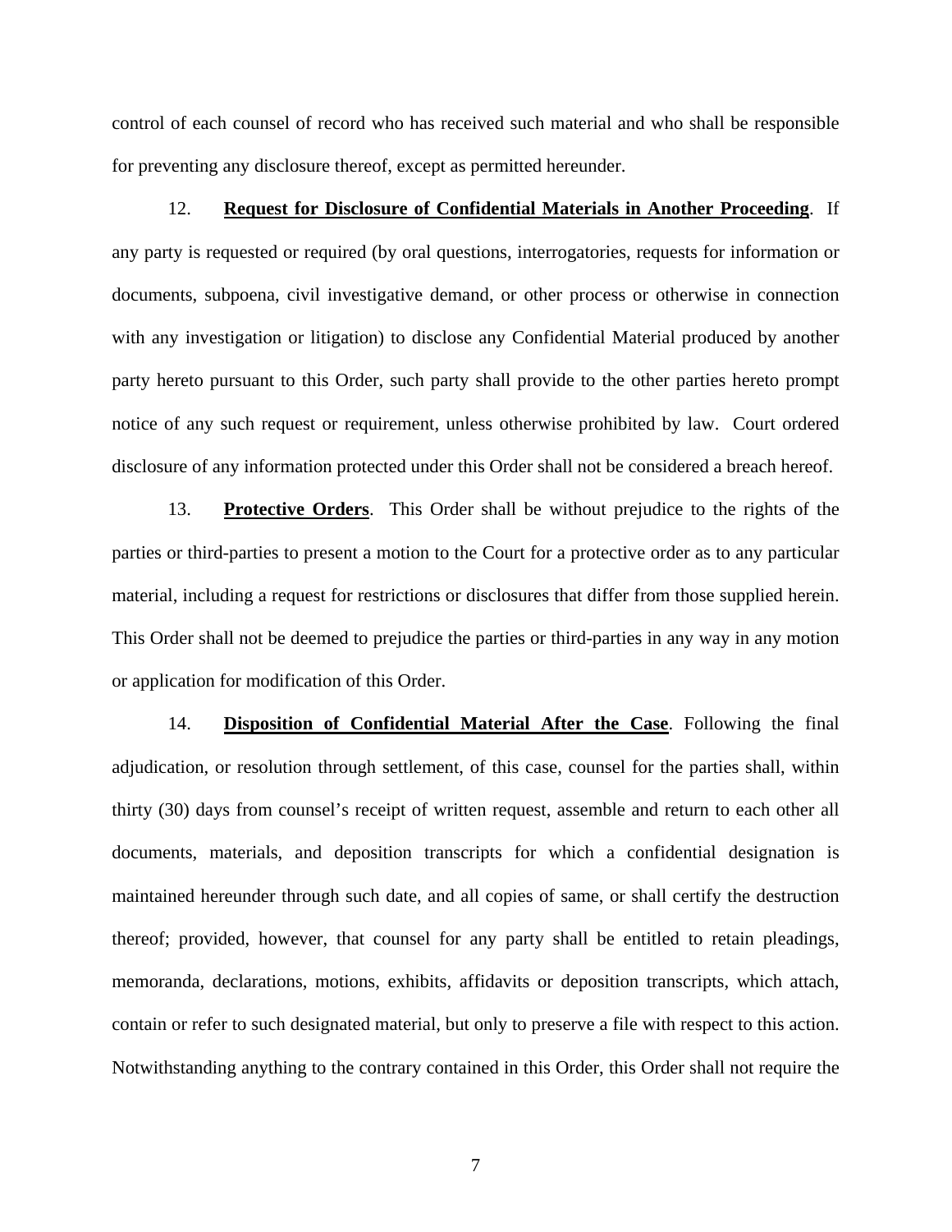control of each counsel of record who has received such material and who shall be responsible for preventing any disclosure thereof, except as permitted hereunder.

12. **Request for Disclosure of Confidential Materials in Another Proceeding**. If any party is requested or required (by oral questions, interrogatories, requests for information or documents, subpoena, civil investigative demand, or other process or otherwise in connection with any investigation or litigation) to disclose any Confidential Material produced by another party hereto pursuant to this Order, such party shall provide to the other parties hereto prompt notice of any such request or requirement, unless otherwise prohibited by law. Court ordered disclosure of any information protected under this Order shall not be considered a breach hereof.

13. **Protective Orders**. This Order shall be without prejudice to the rights of the parties or third-parties to present a motion to the Court for a protective order as to any particular material, including a request for restrictions or disclosures that differ from those supplied herein. This Order shall not be deemed to prejudice the parties or third-parties in any way in any motion or application for modification of this Order.

14. **Disposition of Confidential Material After the Case**. Following the final adjudication, or resolution through settlement, of this case, counsel for the parties shall, within thirty (30) days from counsel's receipt of written request, assemble and return to each other all documents, materials, and deposition transcripts for which a confidential designation is maintained hereunder through such date, and all copies of same, or shall certify the destruction thereof; provided, however, that counsel for any party shall be entitled to retain pleadings, memoranda, declarations, motions, exhibits, affidavits or deposition transcripts, which attach, contain or refer to such designated material, but only to preserve a file with respect to this action. Notwithstanding anything to the contrary contained in this Order, this Order shall not require the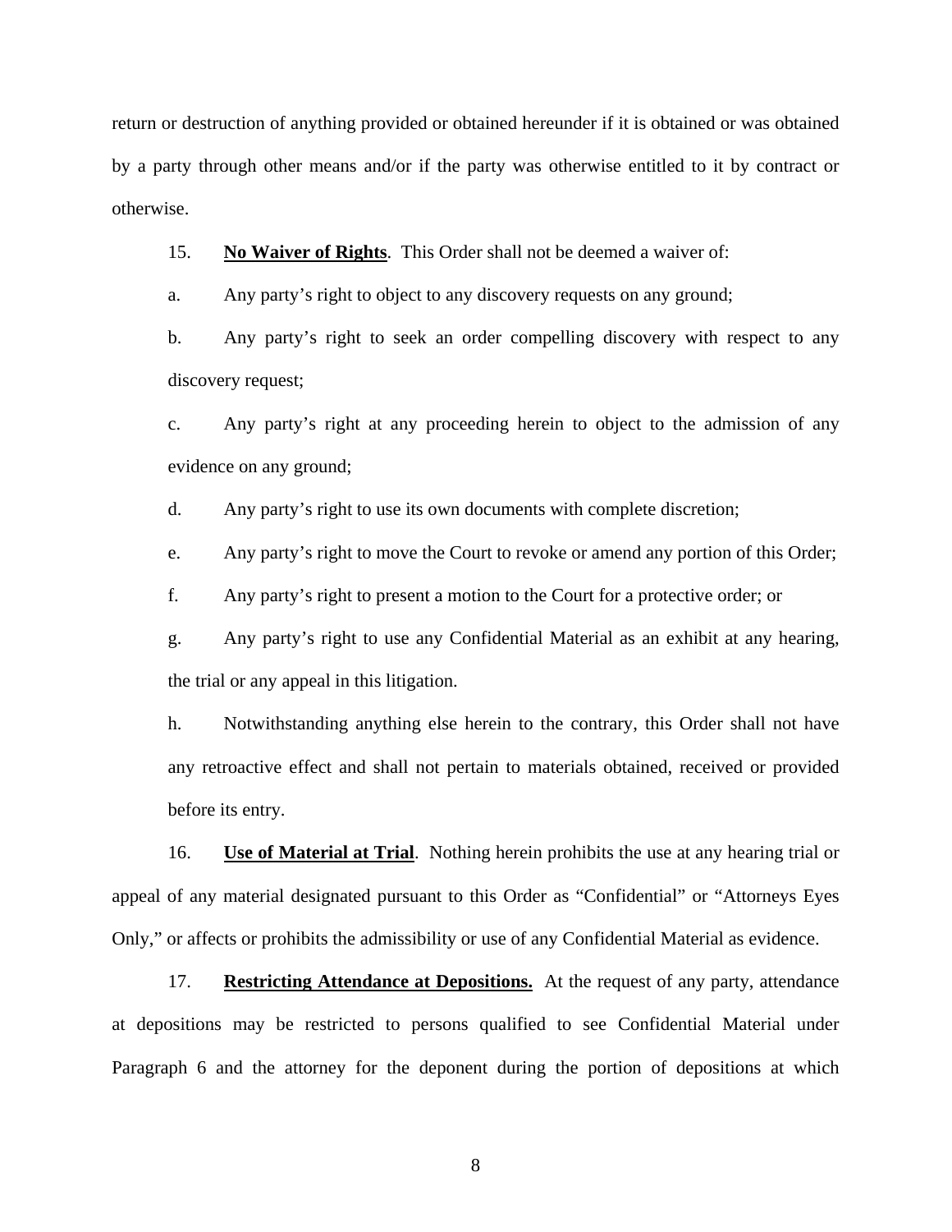return or destruction of anything provided or obtained hereunder if it is obtained or was obtained by a party through other means and/or if the party was otherwise entitled to it by contract or otherwise.

15. **No Waiver of Rights**. This Order shall not be deemed a waiver of:

a. Any party's right to object to any discovery requests on any ground;

b. Any party's right to seek an order compelling discovery with respect to any discovery request;

c. Any party's right at any proceeding herein to object to the admission of any evidence on any ground;

d. Any party's right to use its own documents with complete discretion;

e. Any party's right to move the Court to revoke or amend any portion of this Order;

f. Any party's right to present a motion to the Court for a protective order; or

g. Any party's right to use any Confidential Material as an exhibit at any hearing, the trial or any appeal in this litigation.

h. Notwithstanding anything else herein to the contrary, this Order shall not have any retroactive effect and shall not pertain to materials obtained, received or provided before its entry.

16. **Use of Material at Trial**. Nothing herein prohibits the use at any hearing trial or appeal of any material designated pursuant to this Order as "Confidential" or "Attorneys Eyes Only," or affects or prohibits the admissibility or use of any Confidential Material as evidence.

17. **Restricting Attendance at Depositions.** At the request of any party, attendance at depositions may be restricted to persons qualified to see Confidential Material under Paragraph 6 and the attorney for the deponent during the portion of depositions at which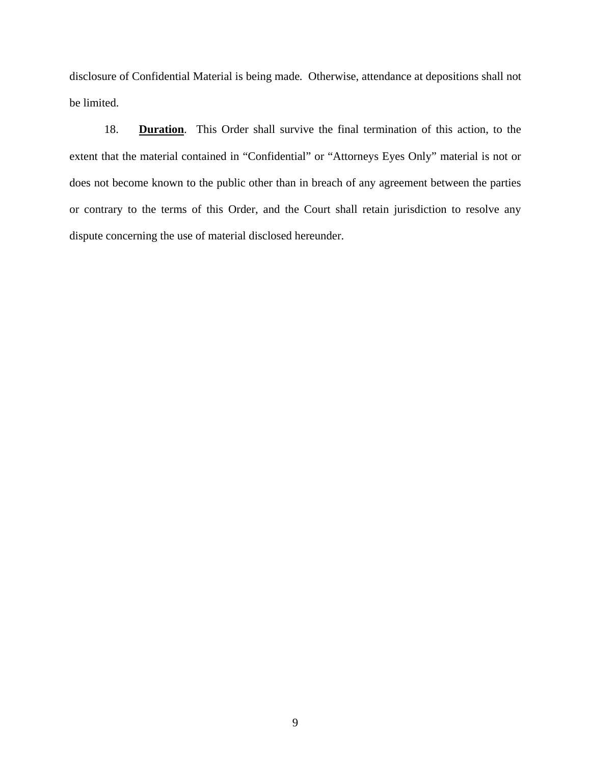disclosure of Confidential Material is being made. Otherwise, attendance at depositions shall not be limited.

18. **Duration**. This Order shall survive the final termination of this action, to the extent that the material contained in "Confidential" or "Attorneys Eyes Only" material is not or does not become known to the public other than in breach of any agreement between the parties or contrary to the terms of this Order, and the Court shall retain jurisdiction to resolve any dispute concerning the use of material disclosed hereunder.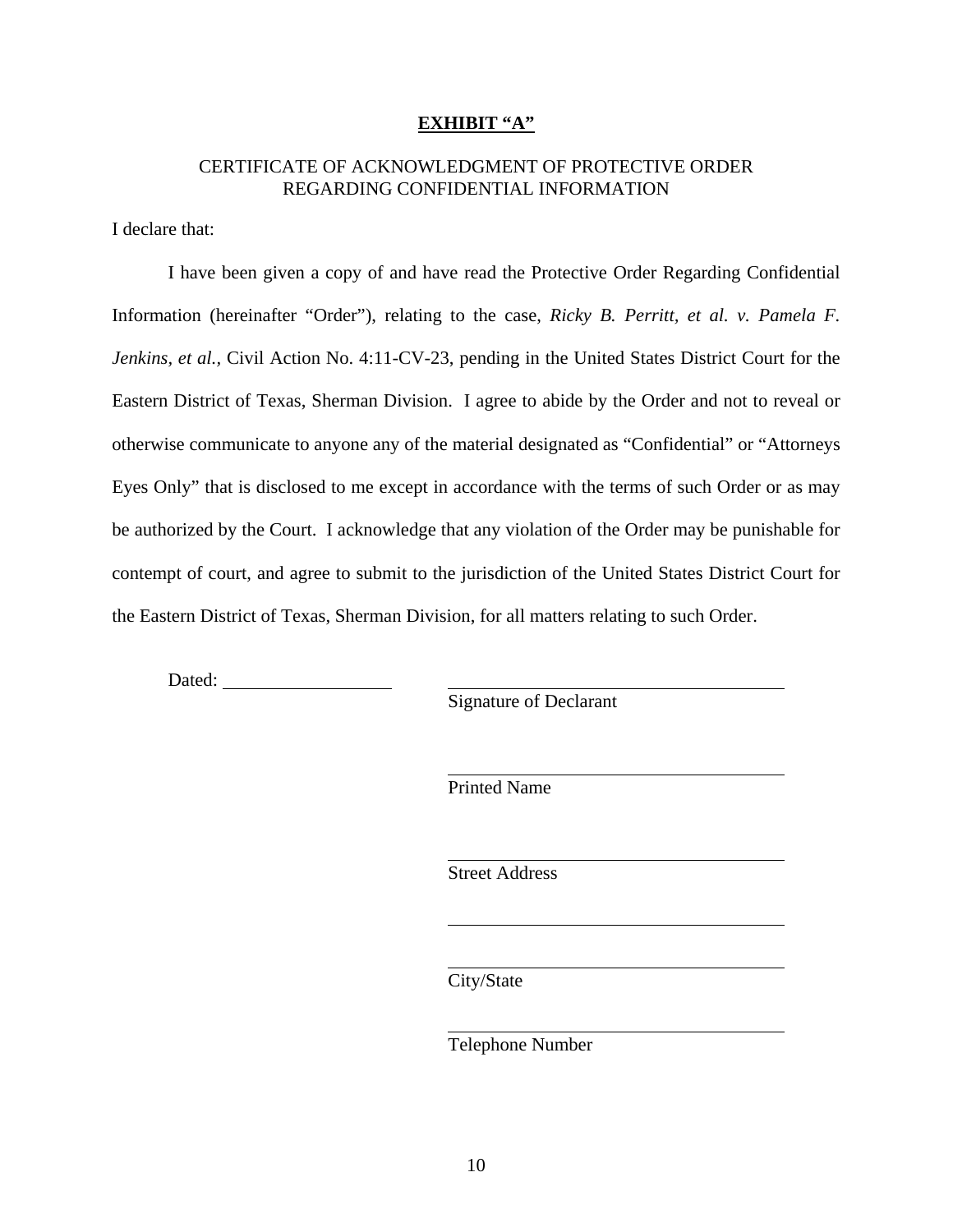**EXHIBIT "A"**

CERTIFICATE OF ACKNOWLEDGMENT OF PROTECTIVE ORDER
REGARDING CONFIDENTIAL INFORMATION

I declare that:

I have been given a copy of and have read the Protective Order Regarding Confidential Information (hereinafter "Order"), relating to the case, *Ricky B. Perritt, et al. v. Pamela F. Jenkins, et al.,* Civil Action No. 4:11-CV-23, pending in the United States District Court for the Eastern District of Texas, Sherman Division. I agree to abide by the Order and not to reveal or otherwise communicate to anyone any of the material designated as "Confidential" or "Attorneys Eyes Only" that is disclosed to me except in accordance with the terms of such Order or as may be authorized by the Court. I acknowledge that any violation of the Order may be punishable for contempt of court, and agree to submit to the jurisdiction of the United States District Court for the Eastern District of Texas, Sherman Division, for all matters relating to such Order.

Dated: ____________________

______________________________________
Signature of Declarant

______________________________________
Printed Name

______________________________________
Street Address

______________________________________

______________________________________
City/State

______________________________________
Telephone Number